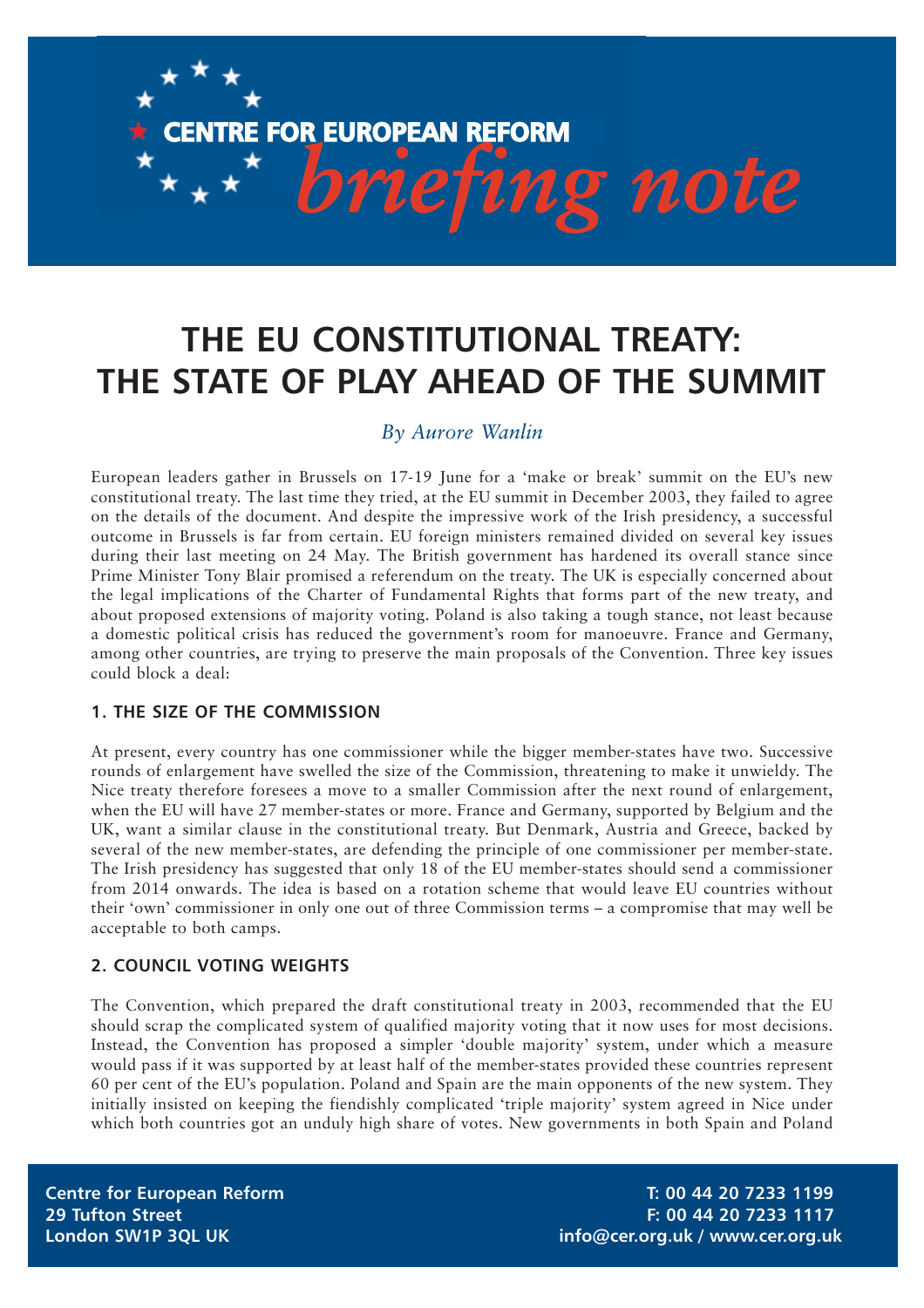CENTRE FOR EUROPEAN REFORM

*briefing note*

# THE EU CONSTITUTIONAL TREATY: THE STATE OF PLAY AHEAD OF THE SUMMIT

*By Aurore Wanlin*

European leaders gather in Brussels on 17-19 June for a 'make or break' summit on the EU's new constitutional treaty. The last time they tried, at the EU summit in December 2003, they failed to agree on the details of the document. And despite the impressive work of the Irish presidency, a successful outcome in Brussels is far from certain. EU foreign ministers remained divided on several key issues during their last meeting on 24 May. The British government has hardened its overall stance since Prime Minister Tony Blair promised a referendum on the treaty. The UK is especially concerned about the legal implications of the Charter of Fundamental Rights that forms part of the new treaty, and about proposed extensions of majority voting. Poland is also taking a tough stance, not least because a domestic political crisis has reduced the government's room for manoeuvre. France and Germany, among other countries, are trying to preserve the main proposals of the Convention. Three key issues could block a deal:

### 1. THE SIZE OF THE COMMISSION

At present, every country has one commissioner while the bigger member-states have two. Successive rounds of enlargement have swelled the size of the Commission, threatening to make it unwieldy. The Nice treaty therefore foresees a move to a smaller Commission after the next round of enlargement, when the EU will have 27 member-states or more. France and Germany, supported by Belgium and the UK, want a similar clause in the constitutional treaty. But Denmark, Austria and Greece, backed by several of the new member-states, are defending the principle of one commissioner per member-state. The Irish presidency has suggested that only 18 of the EU member-states should send a commissioner from 2014 onwards. The idea is based on a rotation scheme that would leave EU countries without their 'own' commissioner in only one out of three Commission terms – a compromise that may well be acceptable to both camps.

### 2. COUNCIL VOTING WEIGHTS

The Convention, which prepared the draft constitutional treaty in 2003, recommended that the EU should scrap the complicated system of qualified majority voting that it now uses for most decisions. Instead, the Convention has proposed a simpler 'double majority' system, under which a measure would pass if it was supported by at least half of the member-states provided these countries represent 60 per cent of the EU's population. Poland and Spain are the main opponents of the new system. They initially insisted on keeping the fiendishly complicated 'triple majority' system agreed in Nice under which both countries got an unduly high share of votes. New governments in both Spain and Poland

**Centre for European Reform**
**29 Tufton Street**
**London SW1P 3QL UK**

**T: 00 44 20 7233 1199**
**F: 00 44 20 7233 1117**
**info@cer.org.uk / www.cer.org.uk**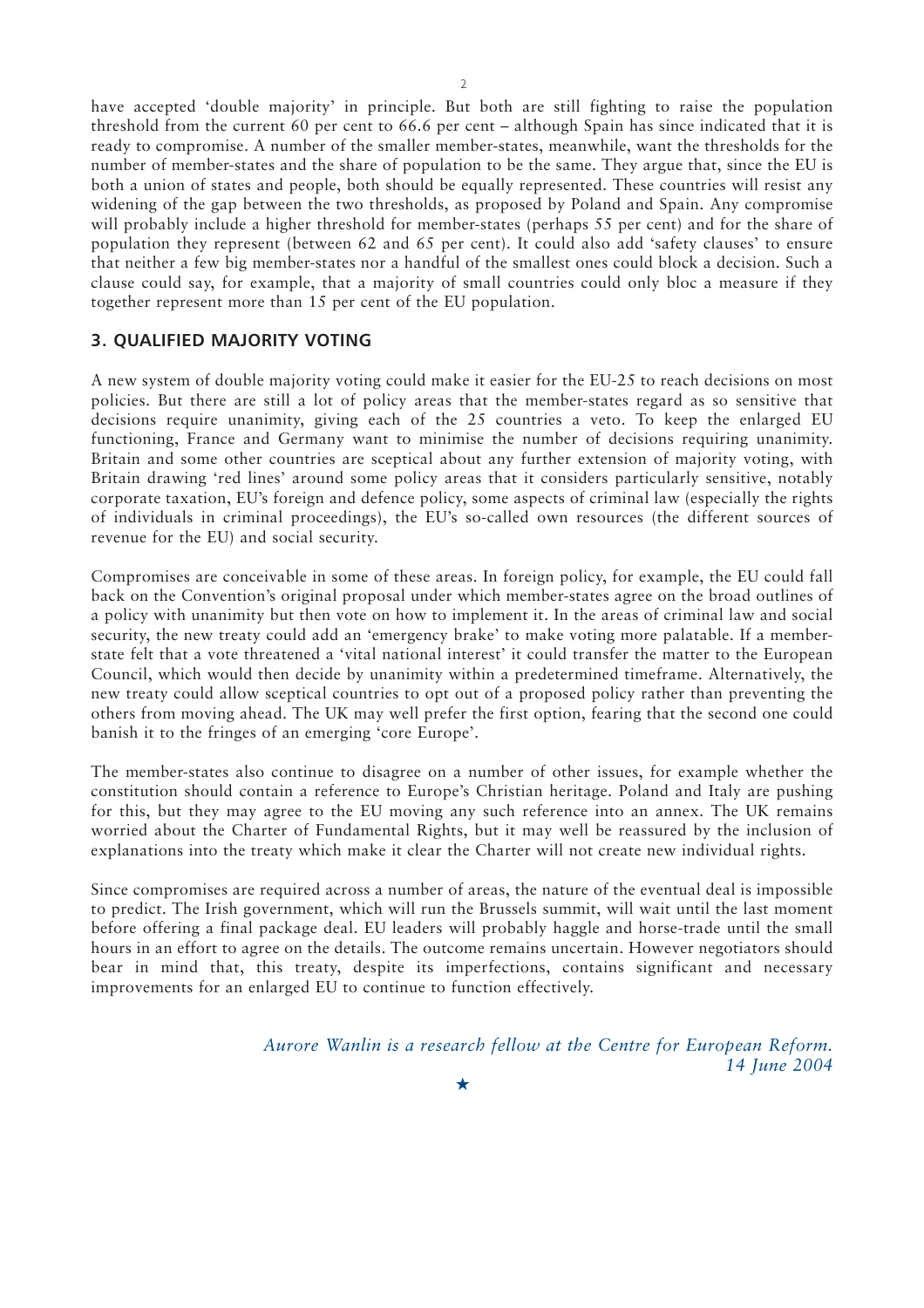have accepted 'double majority' in principle. But both are still fighting to raise the population threshold from the current 60 per cent to 66.6 per cent – although Spain has since indicated that it is ready to compromise. A number of the smaller member-states, meanwhile, want the thresholds for the number of member-states and the share of population to be the same. They argue that, since the EU is both a union of states and people, both should be equally represented. These countries will resist any widening of the gap between the two thresholds, as proposed by Poland and Spain. Any compromise will probably include a higher threshold for member-states (perhaps 55 per cent) and for the share of population they represent (between 62 and 65 per cent). It could also add 'safety clauses' to ensure that neither a few big member-states nor a handful of the smallest ones could block a decision. Such a clause could say, for example, that a majority of small countries could only bloc a measure if they together represent more than 15 per cent of the EU population.

## 3. QUALIFIED MAJORITY VOTING

A new system of double majority voting could make it easier for the EU-25 to reach decisions on most policies. But there are still a lot of policy areas that the member-states regard as so sensitive that decisions require unanimity, giving each of the 25 countries a veto. To keep the enlarged EU functioning, France and Germany want to minimise the number of decisions requiring unanimity. Britain and some other countries are sceptical about any further extension of majority voting, with Britain drawing 'red lines' around some policy areas that it considers particularly sensitive, notably corporate taxation, EU's foreign and defence policy, some aspects of criminal law (especially the rights of individuals in criminal proceedings), the EU's so-called own resources (the different sources of revenue for the EU) and social security.

Compromises are conceivable in some of these areas. In foreign policy, for example, the EU could fall back on the Convention's original proposal under which member-states agree on the broad outlines of a policy with unanimity but then vote on how to implement it. In the areas of criminal law and social security, the new treaty could add an 'emergency brake' to make voting more palatable. If a member-state felt that a vote threatened a 'vital national interest' it could transfer the matter to the European Council, which would then decide by unanimity within a predetermined timeframe. Alternatively, the new treaty could allow sceptical countries to opt out of a proposed policy rather than preventing the others from moving ahead. The UK may well prefer the first option, fearing that the second one could banish it to the fringes of an emerging 'core Europe'.

The member-states also continue to disagree on a number of other issues, for example whether the constitution should contain a reference to Europe's Christian heritage. Poland and Italy are pushing for this, but they may agree to the EU moving any such reference into an annex. The UK remains worried about the Charter of Fundamental Rights, but it may well be reassured by the inclusion of explanations into the treaty which make it clear the Charter will not create new individual rights.

Since compromises are required across a number of areas, the nature of the eventual deal is impossible to predict. The Irish government, which will run the Brussels summit, will wait until the last moment before offering a final package deal. EU leaders will probably haggle and horse-trade until the small hours in an effort to agree on the details. The outcome remains uncertain. However negotiators should bear in mind that, this treaty, despite its imperfections, contains significant and necessary improvements for an enlarged EU to continue to function effectively.

*Aurore Wanlin is a research fellow at the Centre for European Reform.*
*14 June 2004*

★